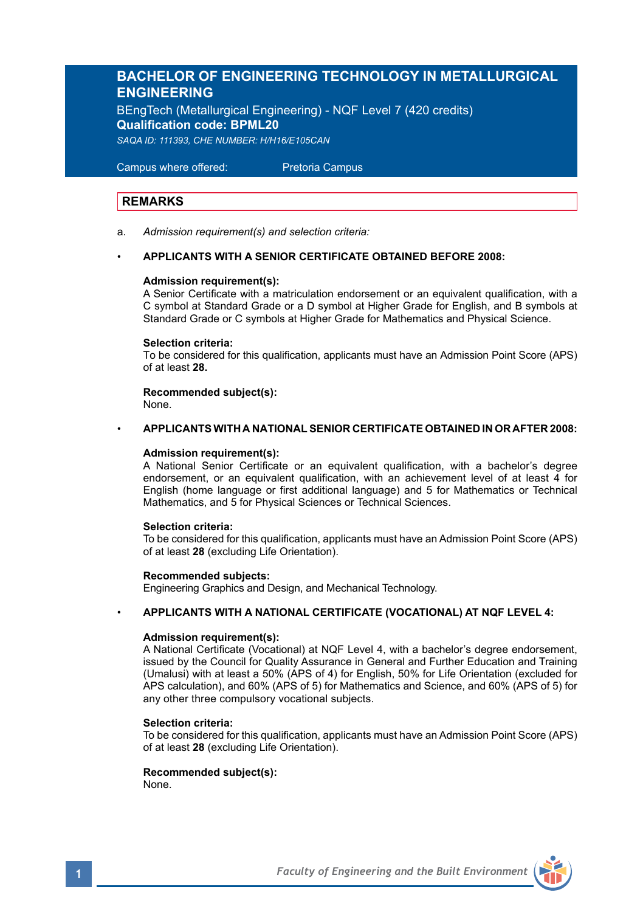# BACHELOR OF ENGINEERING TECHNOLOGY IN METALLURGICAL ENGINEERING

BEngTech (Metallurgical Engineering) - NQF Level 7 (420 credits)
**Qualification code: BPML20**
*SAQA ID: 111393, CHE NUMBER: H/H16/E105CAN*

Campus where offered: Pretoria Campus

## REMARKS

a. *Admission requirement(s) and selection criteria:*

- **APPLICANTS WITH A SENIOR CERTIFICATE OBTAINED BEFORE 2008:**

  **Admission requirement(s):**
  A Senior Certificate with a matriculation endorsement or an equivalent qualification, with a C symbol at Standard Grade or a D symbol at Higher Grade for English, and B symbols at Standard Grade or C symbols at Higher Grade for Mathematics and Physical Science.

  **Selection criteria:**
  To be considered for this qualification, applicants must have an Admission Point Score (APS) of at least **28.**

  **Recommended subject(s):**
  None.

- **APPLICANTS WITH A NATIONAL SENIOR CERTIFICATE OBTAINED IN OR AFTER 2008:**

  **Admission requirement(s):**
  A National Senior Certificate or an equivalent qualification, with a bachelor's degree endorsement, or an equivalent qualification, with an achievement level of at least 4 for English (home language or first additional language) and 5 for Mathematics or Technical Mathematics, and 5 for Physical Sciences or Technical Sciences.

  **Selection criteria:**
  To be considered for this qualification, applicants must have an Admission Point Score (APS) of at least **28** (excluding Life Orientation).

  **Recommended subjects:**
  Engineering Graphics and Design, and Mechanical Technology.

- **APPLICANTS WITH A NATIONAL CERTIFICATE (VOCATIONAL) AT NQF LEVEL 4:**

  **Admission requirement(s):**
  A National Certificate (Vocational) at NQF Level 4, with a bachelor's degree endorsement, issued by the Council for Quality Assurance in General and Further Education and Training (Umalusi) with at least a 50% (APS of 4) for English, 50% for Life Orientation (excluded for APS calculation), and 60% (APS of 5) for Mathematics and Science, and 60% (APS of 5) for any other three compulsory vocational subjects.

  **Selection criteria:**
  To be considered for this qualification, applicants must have an Admission Point Score (APS) of at least **28** (excluding Life Orientation).

  **Recommended subject(s):**
  None.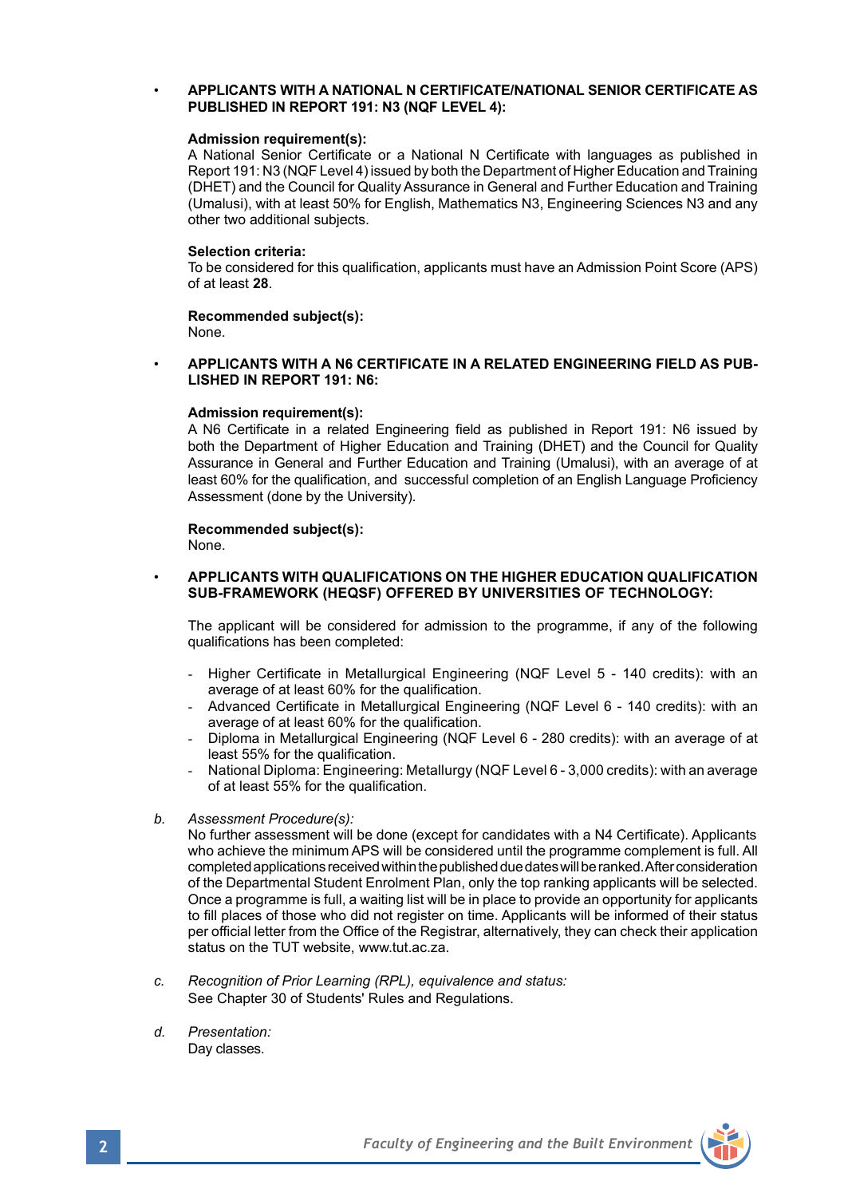- **APPLICANTS WITH A NATIONAL N CERTIFICATE/NATIONAL SENIOR CERTIFICATE AS PUBLISHED IN REPORT 191: N3 (NQF LEVEL 4):**

  **Admission requirement(s):**
  A National Senior Certificate or a National N Certificate with languages as published in Report 191: N3 (NQF Level 4) issued by both the Department of Higher Education and Training (DHET) and the Council for Quality Assurance in General and Further Education and Training (Umalusi), with at least 50% for English, Mathematics N3, Engineering Sciences N3 and any other two additional subjects.

  **Selection criteria:**
  To be considered for this qualification, applicants must have an Admission Point Score (APS) of at least **28**.

  **Recommended subject(s):**
  None.

- **APPLICANTS WITH A N6 CERTIFICATE IN A RELATED ENGINEERING FIELD AS PUBLISHED IN REPORT 191: N6:**

  **Admission requirement(s):**
  A N6 Certificate in a related Engineering field as published in Report 191: N6 issued by both the Department of Higher Education and Training (DHET) and the Council for Quality Assurance in General and Further Education and Training (Umalusi), with an average of at least 60% for the qualification, and successful completion of an English Language Proficiency Assessment (done by the University).

  **Recommended subject(s):**
  None.

- **APPLICANTS WITH QUALIFICATIONS ON THE HIGHER EDUCATION QUALIFICATION SUB-FRAMEWORK (HEQSF) OFFERED BY UNIVERSITIES OF TECHNOLOGY:**

  The applicant will be considered for admission to the programme, if any of the following qualifications has been completed:

  - Higher Certificate in Metallurgical Engineering (NQF Level 5 - 140 credits): with an average of at least 60% for the qualification.
  - Advanced Certificate in Metallurgical Engineering (NQF Level 6 - 140 credits): with an average of at least 60% for the qualification.
  - Diploma in Metallurgical Engineering (NQF Level 6 - 280 credits): with an average of at least 55% for the qualification.
  - National Diploma: Engineering: Metallurgy (NQF Level 6 - 3,000 credits): with an average of at least 55% for the qualification.

b. *Assessment Procedure(s):*
No further assessment will be done (except for candidates with a N4 Certificate). Applicants who achieve the minimum APS will be considered until the programme complement is full. All completed applications received within the published due dates will be ranked. After consideration of the Departmental Student Enrolment Plan, only the top ranking applicants will be selected. Once a programme is full, a waiting list will be in place to provide an opportunity for applicants to fill places of those who did not register on time. Applicants will be informed of their status per official letter from the Office of the Registrar, alternatively, they can check their application status on the TUT website, www.tut.ac.za.

c. *Recognition of Prior Learning (RPL), equivalence and status:*
See Chapter 30 of Students' Rules and Regulations.

d. *Presentation:*
Day classes.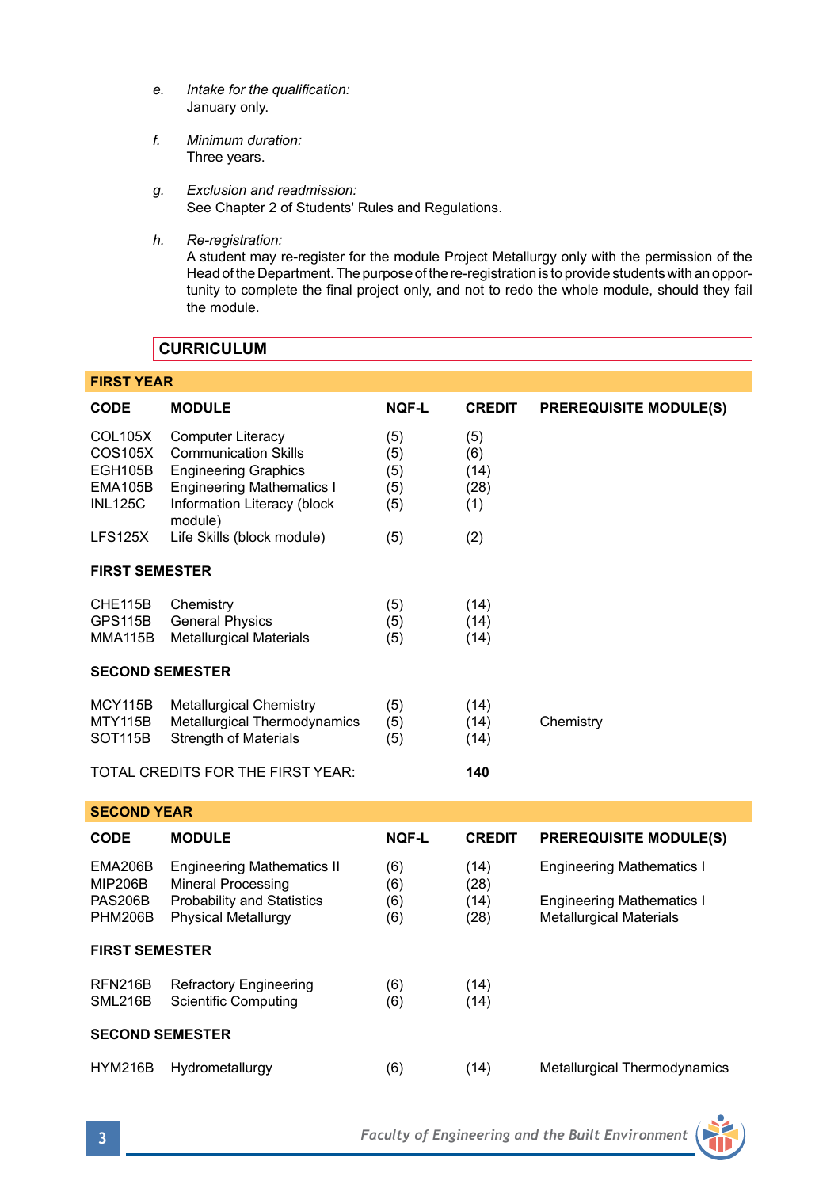e. *Intake for the qualification:*
   January only.

f. *Minimum duration:*
   Three years.

g. *Exclusion and readmission:*
   See Chapter 2 of Students' Rules and Regulations.

h. *Re-registration:*
   A student may re-register for the module Project Metallurgy only with the permission of the Head of the Department. The purpose of the re-registration is to provide students with an opportunity to complete the final project only, and not to redo the whole module, should they fail the module.

## CURRICULUM

### FIRST YEAR

| CODE | MODULE | NQF-L | CREDIT | PREREQUISITE MODULE(S) |
|---|---|---|---|---|
| COL105X | Computer Literacy | (5) | (5) | |
| COS105X | Communication Skills | (5) | (6) | |
| EGH105B | Engineering Graphics | (5) | (14) | |
| EMA105B | Engineering Mathematics I | (5) | (28) | |
| INL125C | Information Literacy (block module) | (5) | (1) | |
| LFS125X | Life Skills (block module) | (5) | (2) | |
| **FIRST SEMESTER** | | | | |
| CHE115B | Chemistry | (5) | (14) | |
| GPS115B | General Physics | (5) | (14) | |
| MMA115B | Metallurgical Materials | (5) | (14) | |
| **SECOND SEMESTER** | | | | |
| MCY115B | Metallurgical Chemistry | (5) | (14) | |
| MTY115B | Metallurgical Thermodynamics | (5) | (14) | Chemistry |
| SOT115B | Strength of Materials | (5) | (14) | |
| TOTAL CREDITS FOR THE FIRST YEAR: | | | **140** | |

### SECOND YEAR

| CODE | MODULE | NQF-L | CREDIT | PREREQUISITE MODULE(S) |
|---|---|---|---|---|
| EMA206B | Engineering Mathematics II | (6) | (14) | Engineering Mathematics I |
| MIP206B | Mineral Processing | (6) | (28) | |
| PAS206B | Probability and Statistics | (6) | (14) | Engineering Mathematics I |
| PHM206B | Physical Metallurgy | (6) | (28) | Metallurgical Materials |
| **FIRST SEMESTER** | | | | |
| RFN216B | Refractory Engineering | (6) | (14) | |
| SML216B | Scientific Computing | (6) | (14) | |
| **SECOND SEMESTER** | | | | |
| HYM216B | Hydrometallurgy | (6) | (14) | Metallurgical Thermodynamics |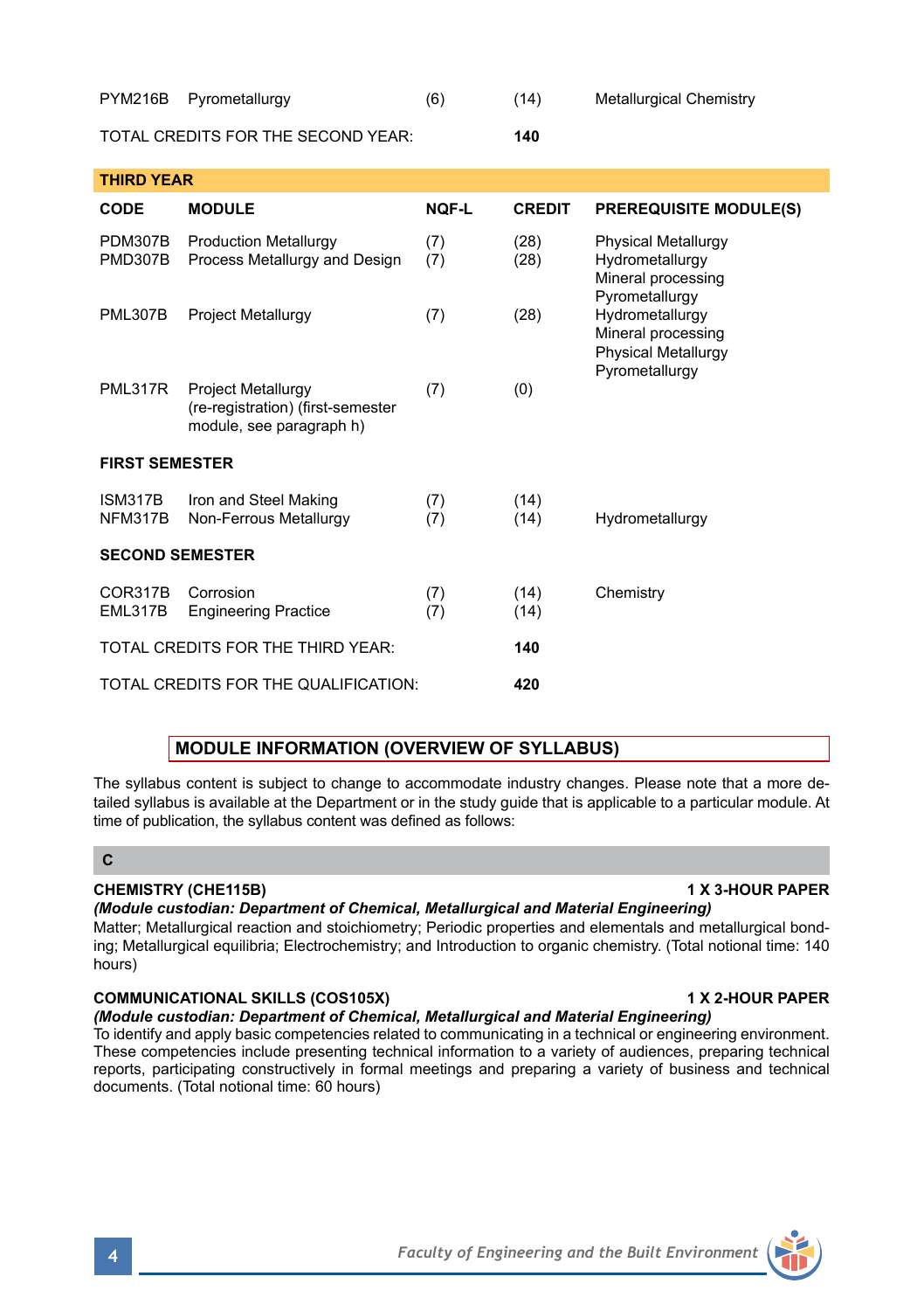| | | | | |
|---|---|---|---|---|
| PYM216B | Pyrometallurgy | (6) | (14) | Metallurgical Chemistry |
| TOTAL CREDITS FOR THE SECOND YEAR: | | | **140** | |

**THIRD YEAR**

| CODE | MODULE | NQF-L | CREDIT | PREREQUISITE MODULE(S) |
|---|---|---|---|---|
| PDM307B | Production Metallurgy | (7) | (28) | Physical Metallurgy |
| PMD307B | Process Metallurgy and Design | (7) | (28) | Hydrometallurgy<br>Mineral processing<br>Pyrometallurgy |
| PML307B | Project Metallurgy | (7) | (28) | Hydrometallurgy<br>Mineral processing<br>Physical Metallurgy<br>Pyrometallurgy |
| PML317R | Project Metallurgy (re-registration) (first-semester module, see paragraph h) | (7) | (0) | |
| **FIRST SEMESTER** | | | | |
| ISM317B | Iron and Steel Making | (7) | (14) | |
| NFM317B | Non-Ferrous Metallurgy | (7) | (14) | Hydrometallurgy |
| **SECOND SEMESTER** | | | | |
| COR317B | Corrosion | (7) | (14) | Chemistry |
| EML317B | Engineering Practice | (7) | (14) | |
| TOTAL CREDITS FOR THE THIRD YEAR: | | | **140** | |
| TOTAL CREDITS FOR THE QUALIFICATION: | | | **420** | |

## MODULE INFORMATION (OVERVIEW OF SYLLABUS)

The syllabus content is subject to change to accommodate industry changes. Please note that a more detailed syllabus is available at the Department or in the study guide that is applicable to a particular module. At time of publication, the syllabus content was defined as follows:

### C

**CHEMISTRY (CHE115B)** **1 X 3-HOUR PAPER**

***(Module custodian: Department of Chemical, Metallurgical and Material Engineering)***

Matter; Metallurgical reaction and stoichiometry; Periodic properties and elementals and metallurgical bonding; Metallurgical equilibria; Electrochemistry; and Introduction to organic chemistry. (Total notional time: 140 hours)

**COMMUNICATIONAL SKILLS (COS105X)** **1 X 2-HOUR PAPER**

***(Module custodian: Department of Chemical, Metallurgical and Material Engineering)***

To identify and apply basic competencies related to communicating in a technical or engineering environment. These competencies include presenting technical information to a variety of audiences, preparing technical reports, participating constructively in formal meetings and preparing a variety of business and technical documents. (Total notional time: 60 hours)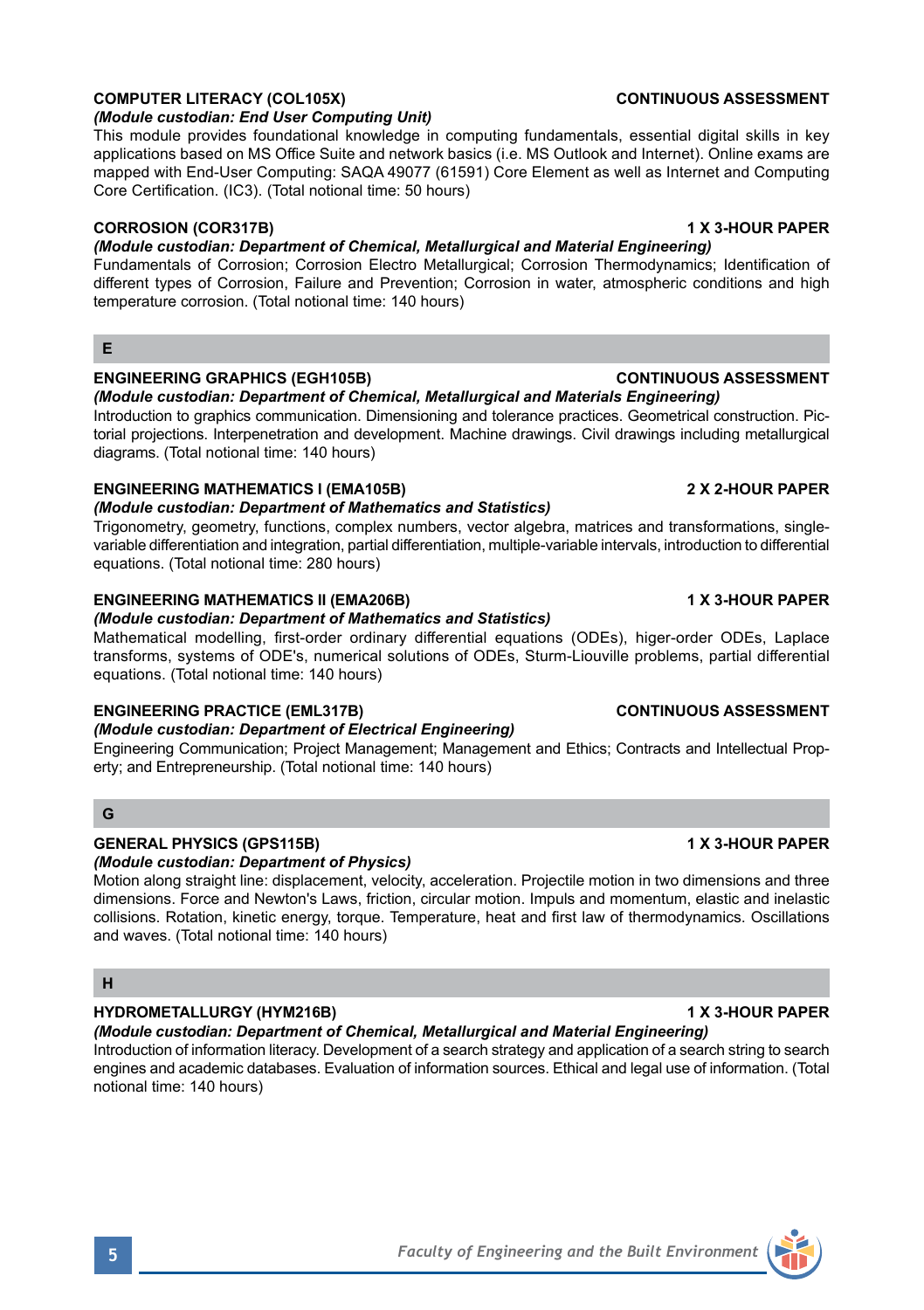**COMPUTER LITERACY (COL105X)** **CONTINUOUS ASSESSMENT**

*(Module custodian: End User Computing Unit)*

This module provides foundational knowledge in computing fundamentals, essential digital skills in key applications based on MS Office Suite and network basics (i.e. MS Outlook and Internet). Online exams are mapped with End-User Computing: SAQA 49077 (61591) Core Element as well as Internet and Computing Core Certification. (IC3). (Total notional time: 50 hours)

**CORROSION (COR317B)** **1 X 3-HOUR PAPER**

*(Module custodian: Department of Chemical, Metallurgical and Material Engineering)*

Fundamentals of Corrosion; Corrosion Electro Metallurgical; Corrosion Thermodynamics; Identification of different types of Corrosion, Failure and Prevention; Corrosion in water, atmospheric conditions and high temperature corrosion. (Total notional time: 140 hours)

## E

**ENGINEERING GRAPHICS (EGH105B)** **CONTINUOUS ASSESSMENT**

*(Module custodian: Department of Chemical, Metallurgical and Materials Engineering)*

Introduction to graphics communication. Dimensioning and tolerance practices. Geometrical construction. Pictorial projections. Interpenetration and development. Machine drawings. Civil drawings including metallurgical diagrams. (Total notional time: 140 hours)

**ENGINEERING MATHEMATICS I (EMA105B)** **2 X 2-HOUR PAPER**

*(Module custodian: Department of Mathematics and Statistics)*

Trigonometry, geometry, functions, complex numbers, vector algebra, matrices and transformations, single-variable differentiation and integration, partial differentiation, multiple-variable intervals, introduction to differential equations. (Total notional time: 280 hours)

**ENGINEERING MATHEMATICS II (EMA206B)** **1 X 3-HOUR PAPER**

*(Module custodian: Department of Mathematics and Statistics)*

Mathematical modelling, first-order ordinary differential equations (ODEs), higer-order ODEs, Laplace transforms, systems of ODE's, numerical solutions of ODEs, Sturm-Liouville problems, partial differential equations. (Total notional time: 140 hours)

**ENGINEERING PRACTICE (EML317B)** **CONTINUOUS ASSESSMENT**

*(Module custodian: Department of Electrical Engineering)*

Engineering Communication; Project Management; Management and Ethics; Contracts and Intellectual Property; and Entrepreneurship. (Total notional time: 140 hours)

## G

**GENERAL PHYSICS (GPS115B)** **1 X 3-HOUR PAPER**

*(Module custodian: Department of Physics)*

Motion along straight line: displacement, velocity, acceleration. Projectile motion in two dimensions and three dimensions. Force and Newton's Laws, friction, circular motion. Impuls and momentum, elastic and inelastic collisions. Rotation, kinetic energy, torque. Temperature, heat and first law of thermodynamics. Oscillations and waves. (Total notional time: 140 hours)

## H

**HYDROMETALLURGY (HYM216B)** **1 X 3-HOUR PAPER**

*(Module custodian: Department of Chemical, Metallurgical and Material Engineering)*

Introduction of information literacy. Development of a search strategy and application of a search string to search engines and academic databases. Evaluation of information sources. Ethical and legal use of information. (Total notional time: 140 hours)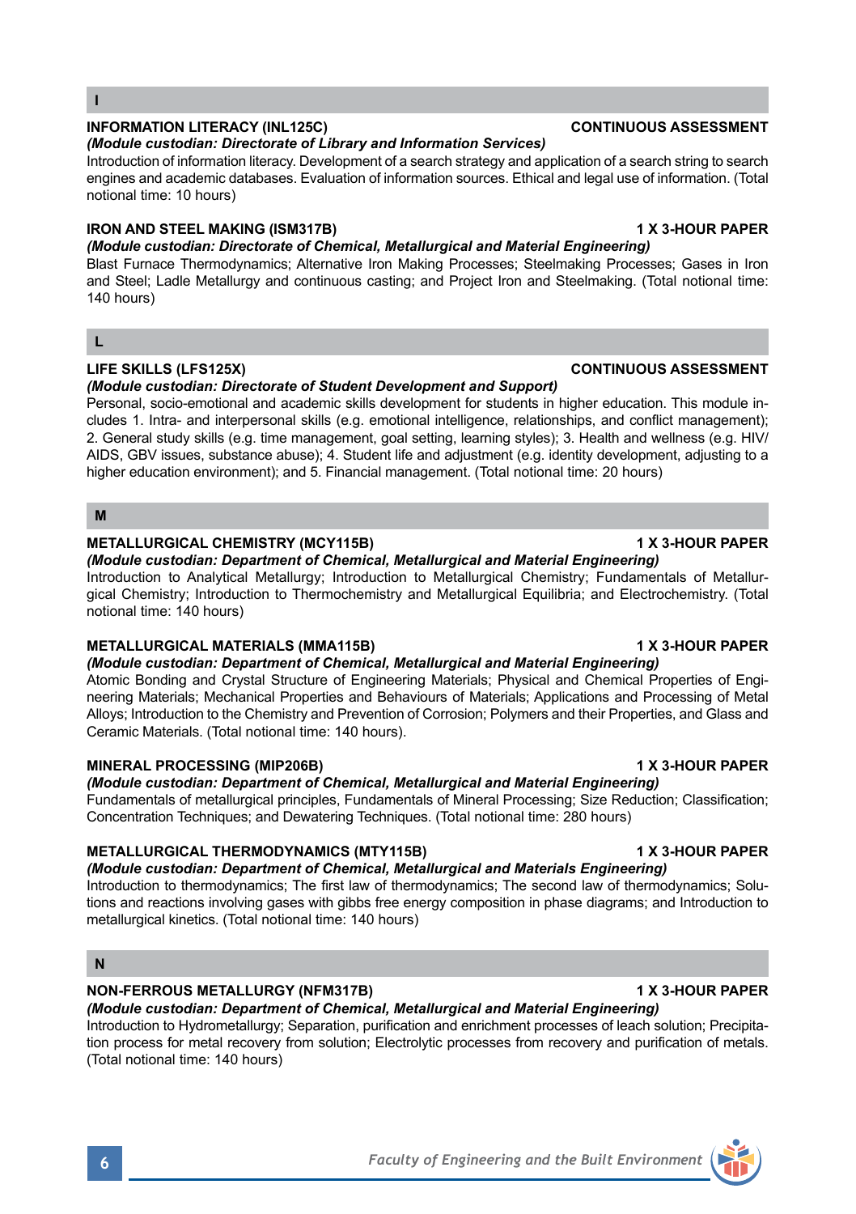## I

**INFORMATION LITERACY (INL125C)** **CONTINUOUS ASSESSMENT**

***(Module custodian: Directorate of Library and Information Services)***

Introduction of information literacy. Development of a search strategy and application of a search string to search engines and academic databases. Evaluation of information sources. Ethical and legal use of information. (Total notional time: 10 hours)

**IRON AND STEEL MAKING (ISM317B)** **1 X 3-HOUR PAPER**

***(Module custodian: Directorate of Chemical, Metallurgical and Material Engineering)***

Blast Furnace Thermodynamics; Alternative Iron Making Processes; Steelmaking Processes; Gases in Iron and Steel; Ladle Metallurgy and continuous casting; and Project Iron and Steelmaking. (Total notional time: 140 hours)

## L

**LIFE SKILLS (LFS125X)** **CONTINUOUS ASSESSMENT**

***(Module custodian: Directorate of Student Development and Support)***

Personal, socio-emotional and academic skills development for students in higher education. This module includes 1. Intra- and interpersonal skills (e.g. emotional intelligence, relationships, and conflict management); 2. General study skills (e.g. time management, goal setting, learning styles); 3. Health and wellness (e.g. HIV/AIDS, GBV issues, substance abuse); 4. Student life and adjustment (e.g. identity development, adjusting to a higher education environment); and 5. Financial management. (Total notional time: 20 hours)

## M

**METALLURGICAL CHEMISTRY (MCY115B)** **1 X 3-HOUR PAPER**

***(Module custodian: Department of Chemical, Metallurgical and Material Engineering)***

Introduction to Analytical Metallurgy; Introduction to Metallurgical Chemistry; Fundamentals of Metallurgical Chemistry; Introduction to Thermochemistry and Metallurgical Equilibria; and Electrochemistry. (Total notional time: 140 hours)

**METALLURGICAL MATERIALS (MMA115B)** **1 X 3-HOUR PAPER**

***(Module custodian: Department of Chemical, Metallurgical and Material Engineering)***

Atomic Bonding and Crystal Structure of Engineering Materials; Physical and Chemical Properties of Engineering Materials; Mechanical Properties and Behaviours of Materials; Applications and Processing of Metal Alloys; Introduction to the Chemistry and Prevention of Corrosion; Polymers and their Properties, and Glass and Ceramic Materials. (Total notional time: 140 hours).

**MINERAL PROCESSING (MIP206B)** **1 X 3-HOUR PAPER**

***(Module custodian: Department of Chemical, Metallurgical and Material Engineering)***

Fundamentals of metallurgical principles, Fundamentals of Mineral Processing; Size Reduction; Classification; Concentration Techniques; and Dewatering Techniques. (Total notional time: 280 hours)

**METALLURGICAL THERMODYNAMICS (MTY115B)** **1 X 3-HOUR PAPER**

***(Module custodian: Department of Chemical, Metallurgical and Materials Engineering)***

Introduction to thermodynamics; The first law of thermodynamics; The second law of thermodynamics; Solutions and reactions involving gases with gibbs free energy composition in phase diagrams; and Introduction to metallurgical kinetics. (Total notional time: 140 hours)

## N

**NON-FERROUS METALLURGY (NFM317B)** **1 X 3-HOUR PAPER**

***(Module custodian: Department of Chemical, Metallurgical and Material Engineering)***

Introduction to Hydrometallurgy; Separation, purification and enrichment processes of leach solution; Precipitation process for metal recovery from solution; Electrolytic processes from recovery and purification of metals. (Total notional time: 140 hours)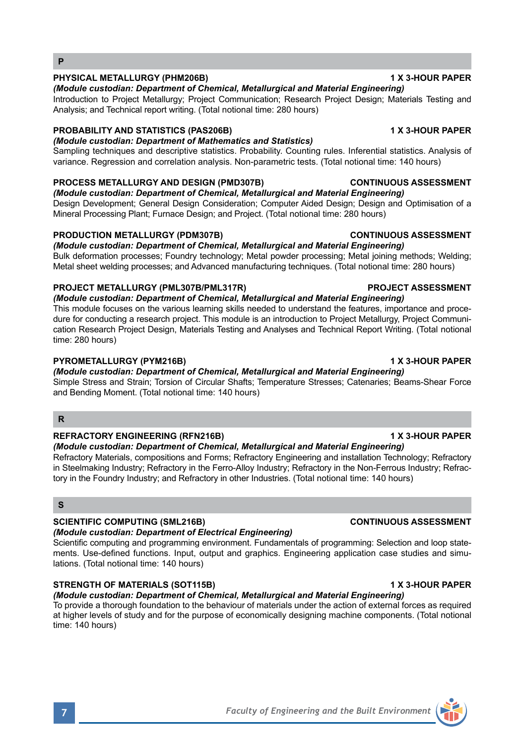## P

**PHYSICAL METALLURGY (PHM206B)** **1 X 3-HOUR PAPER**

***(Module custodian: Department of Chemical, Metallurgical and Material Engineering)***

Introduction to Project Metallurgy; Project Communication; Research Project Design; Materials Testing and Analysis; and Technical report writing. (Total notional time: 280 hours)

**PROBABILITY AND STATISTICS (PAS206B)** **1 X 3-HOUR PAPER**

***(Module custodian: Department of Mathematics and Statistics)***

Sampling techniques and descriptive statistics. Probability. Counting rules. Inferential statistics. Analysis of variance. Regression and correlation analysis. Non-parametric tests. (Total notional time: 140 hours)

**PROCESS METALLURGY AND DESIGN (PMD307B)** **CONTINUOUS ASSESSMENT**

***(Module custodian: Department of Chemical, Metallurgical and Material Engineering)***

Design Development; General Design Consideration; Computer Aided Design; Design and Optimisation of a Mineral Processing Plant; Furnace Design; and Project. (Total notional time: 280 hours)

**PRODUCTION METALLURGY (PDM307B)** **CONTINUOUS ASSESSMENT**

***(Module custodian: Department of Chemical, Metallurgical and Material Engineering)***

Bulk deformation processes; Foundry technology; Metal powder processing; Metal joining methods; Welding; Metal sheet welding processes; and Advanced manufacturing techniques. (Total notional time: 280 hours)

**PROJECT METALLURGY (PML307B/PML317R)** **PROJECT ASSESSMENT**

***(Module custodian: Department of Chemical, Metallurgical and Material Engineering)***

This module focuses on the various learning skills needed to understand the features, importance and procedure for conducting a research project. This module is an introduction to Project Metallurgy, Project Communication Research Project Design, Materials Testing and Analyses and Technical Report Writing. (Total notional time: 280 hours)

**PYROMETALLURGY (PYM216B)** **1 X 3-HOUR PAPER**

***(Module custodian: Department of Chemical, Metallurgical and Material Engineering)***

Simple Stress and Strain; Torsion of Circular Shafts; Temperature Stresses; Catenaries; Beams-Shear Force and Bending Moment. (Total notional time: 140 hours)

## R

**REFRACTORY ENGINEERING (RFN216B)** **1 X 3-HOUR PAPER**

***(Module custodian: Department of Chemical, Metallurgical and Material Engineering)***

Refractory Materials, compositions and Forms; Refractory Engineering and installation Technology; Refractory in Steelmaking Industry; Refractory in the Ferro-Alloy Industry; Refractory in the Non-Ferrous Industry; Refractory in the Foundry Industry; and Refractory in other Industries. (Total notional time: 140 hours)

## S

**SCIENTIFIC COMPUTING (SML216B)** **CONTINUOUS ASSESSMENT**

***(Module custodian: Department of Electrical Engineering)***

Scientific computing and programming environment. Fundamentals of programming: Selection and loop statements. Use-defined functions. Input, output and graphics. Engineering application case studies and simulations. (Total notional time: 140 hours)

**STRENGTH OF MATERIALS (SOT115B)** **1 X 3-HOUR PAPER**

***(Module custodian: Department of Chemical, Metallurgical and Material Engineering)***

To provide a thorough foundation to the behaviour of materials under the action of external forces as required at higher levels of study and for the purpose of economically designing machine components. (Total notional time: 140 hours)